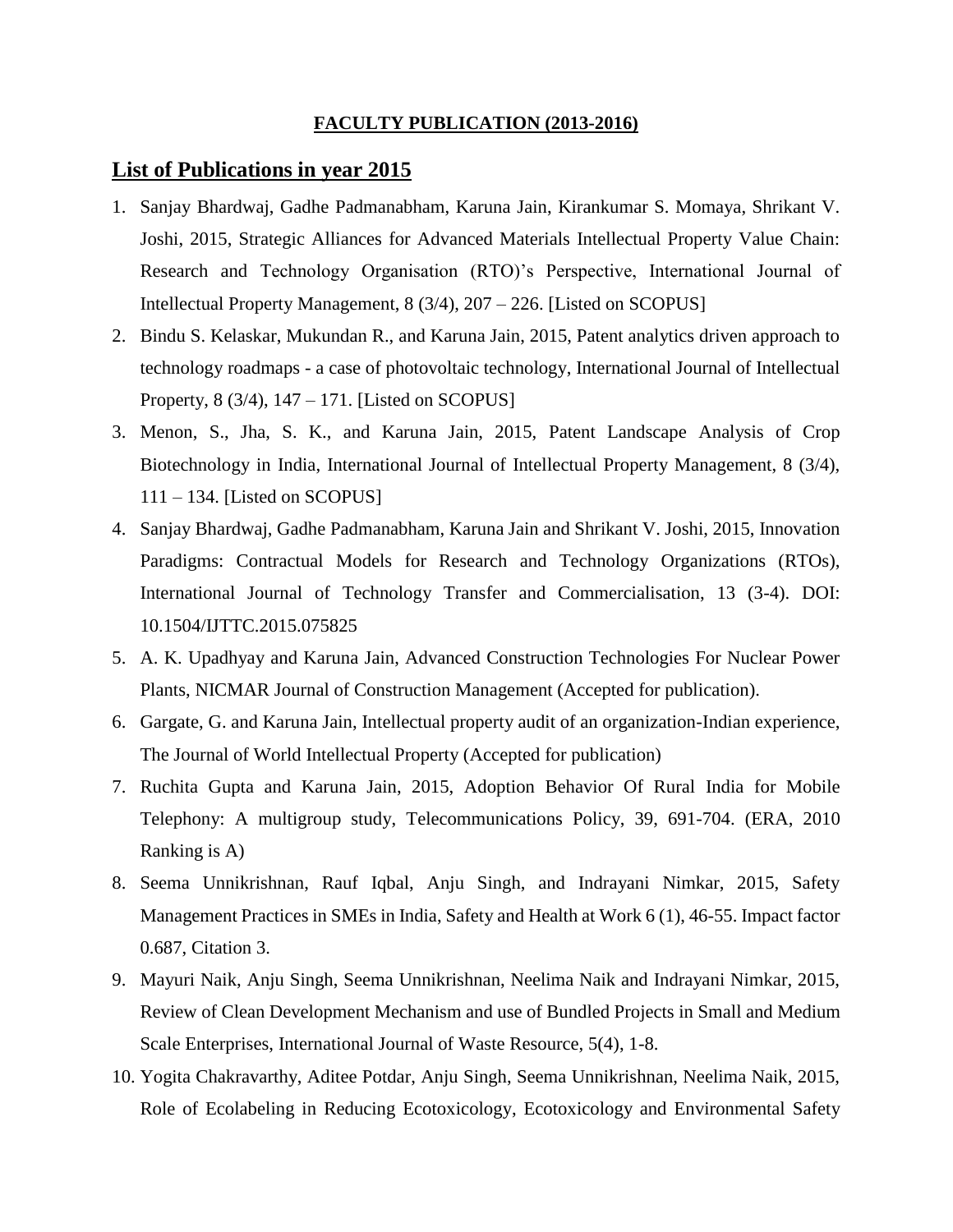**FACULTY PUBLICATION (2013-2016)**

## List of Publications in year 2015

1. Sanjay Bhardwaj, Gadhe Padmanabham, Karuna Jain, Kirankumar S. Momaya, Shrikant V. Joshi, 2015, Strategic Alliances for Advanced Materials Intellectual Property Value Chain: Research and Technology Organisation (RTO)'s Perspective, International Journal of Intellectual Property Management, 8 (3/4), 207 – 226. [Listed on SCOPUS]
2. Bindu S. Kelaskar, Mukundan R., and Karuna Jain, 2015, Patent analytics driven approach to technology roadmaps - a case of photovoltaic technology, International Journal of Intellectual Property, 8 (3/4), 147 – 171. [Listed on SCOPUS]
3. Menon, S., Jha, S. K., and Karuna Jain, 2015, Patent Landscape Analysis of Crop Biotechnology in India, International Journal of Intellectual Property Management, 8 (3/4), 111 – 134. [Listed on SCOPUS]
4. Sanjay Bhardwaj, Gadhe Padmanabham, Karuna Jain and Shrikant V. Joshi, 2015, Innovation Paradigms: Contractual Models for Research and Technology Organizations (RTOs), International Journal of Technology Transfer and Commercialisation, 13 (3-4). DOI: 10.1504/IJTTC.2015.075825
5. A. K. Upadhyay and Karuna Jain, Advanced Construction Technologies For Nuclear Power Plants, NICMAR Journal of Construction Management (Accepted for publication).
6. Gargate, G. and Karuna Jain, Intellectual property audit of an organization-Indian experience, The Journal of World Intellectual Property (Accepted for publication)
7. Ruchita Gupta and Karuna Jain, 2015, Adoption Behavior Of Rural India for Mobile Telephony: A multigroup study, Telecommunications Policy, 39, 691-704. (ERA, 2010 Ranking is A)
8. Seema Unnikrishnan, Rauf Iqbal, Anju Singh, and Indrayani Nimkar, 2015, Safety Management Practices in SMEs in India, Safety and Health at Work 6 (1), 46-55. Impact factor 0.687, Citation 3.
9. Mayuri Naik, Anju Singh, Seema Unnikrishnan, Neelima Naik and Indrayani Nimkar, 2015, Review of Clean Development Mechanism and use of Bundled Projects in Small and Medium Scale Enterprises, International Journal of Waste Resource, 5(4), 1-8.
10. Yogita Chakravarthy, Aditee Potdar, Anju Singh, Seema Unnikrishnan, Neelima Naik, 2015, Role of Ecolabeling in Reducing Ecotoxicology, Ecotoxicology and Environmental Safety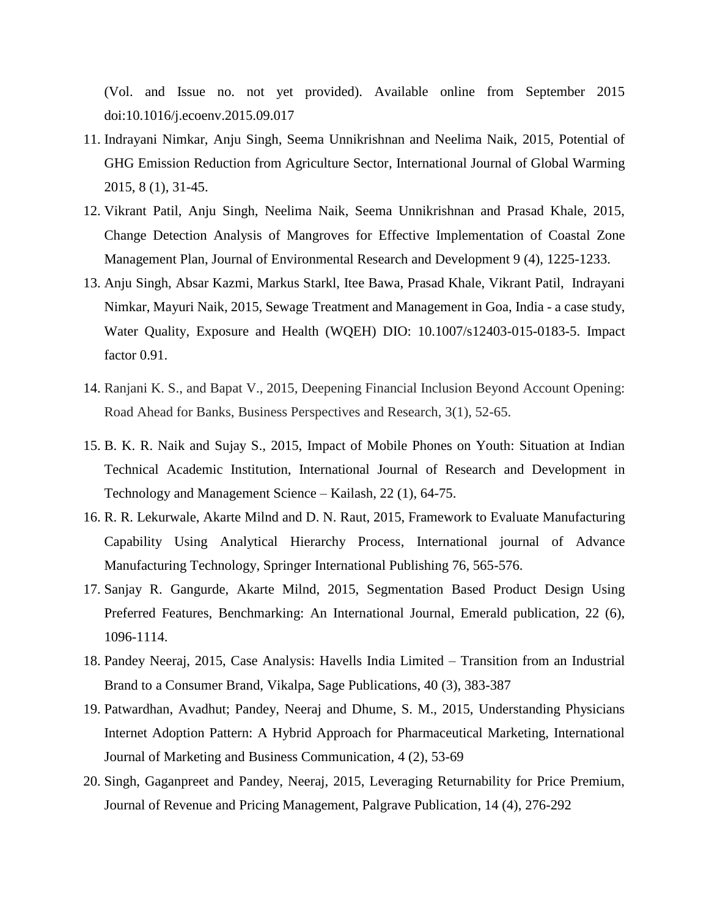(Vol. and Issue no. not yet provided). Available online from September 2015 doi:10.1016/j.ecoenv.2015.09.017

11. Indrayani Nimkar, Anju Singh, Seema Unnikrishnan and Neelima Naik, 2015, Potential of GHG Emission Reduction from Agriculture Sector, International Journal of Global Warming 2015, 8 (1), 31-45.
12. Vikrant Patil, Anju Singh, Neelima Naik, Seema Unnikrishnan and Prasad Khale, 2015, Change Detection Analysis of Mangroves for Effective Implementation of Coastal Zone Management Plan, Journal of Environmental Research and Development 9 (4), 1225-1233.
13. Anju Singh, Absar Kazmi, Markus Starkl, Itee Bawa, Prasad Khale, Vikrant Patil, Indrayani Nimkar, Mayuri Naik, 2015, Sewage Treatment and Management in Goa, India - a case study, Water Quality, Exposure and Health (WQEH) DIO: 10.1007/s12403-015-0183-5. Impact factor 0.91.
14. Ranjani K. S., and Bapat V., 2015, Deepening Financial Inclusion Beyond Account Opening: Road Ahead for Banks, Business Perspectives and Research, 3(1), 52-65.
15. B. K. R. Naik and Sujay S., 2015, Impact of Mobile Phones on Youth: Situation at Indian Technical Academic Institution, International Journal of Research and Development in Technology and Management Science – Kailash, 22 (1), 64-75.
16. R. R. Lekurwale, Akarte Milnd and D. N. Raut, 2015, Framework to Evaluate Manufacturing Capability Using Analytical Hierarchy Process, International journal of Advance Manufacturing Technology, Springer International Publishing 76, 565-576.
17. Sanjay R. Gangurde, Akarte Milnd, 2015, Segmentation Based Product Design Using Preferred Features, Benchmarking: An International Journal, Emerald publication, 22 (6), 1096-1114.
18. Pandey Neeraj, 2015, Case Analysis: Havells India Limited – Transition from an Industrial Brand to a Consumer Brand, Vikalpa, Sage Publications, 40 (3), 383-387
19. Patwardhan, Avadhut; Pandey, Neeraj and Dhume, S. M., 2015, Understanding Physicians Internet Adoption Pattern: A Hybrid Approach for Pharmaceutical Marketing, International Journal of Marketing and Business Communication, 4 (2), 53-69
20. Singh, Gaganpreet and Pandey, Neeraj, 2015, Leveraging Returnability for Price Premium, Journal of Revenue and Pricing Management, Palgrave Publication, 14 (4), 276-292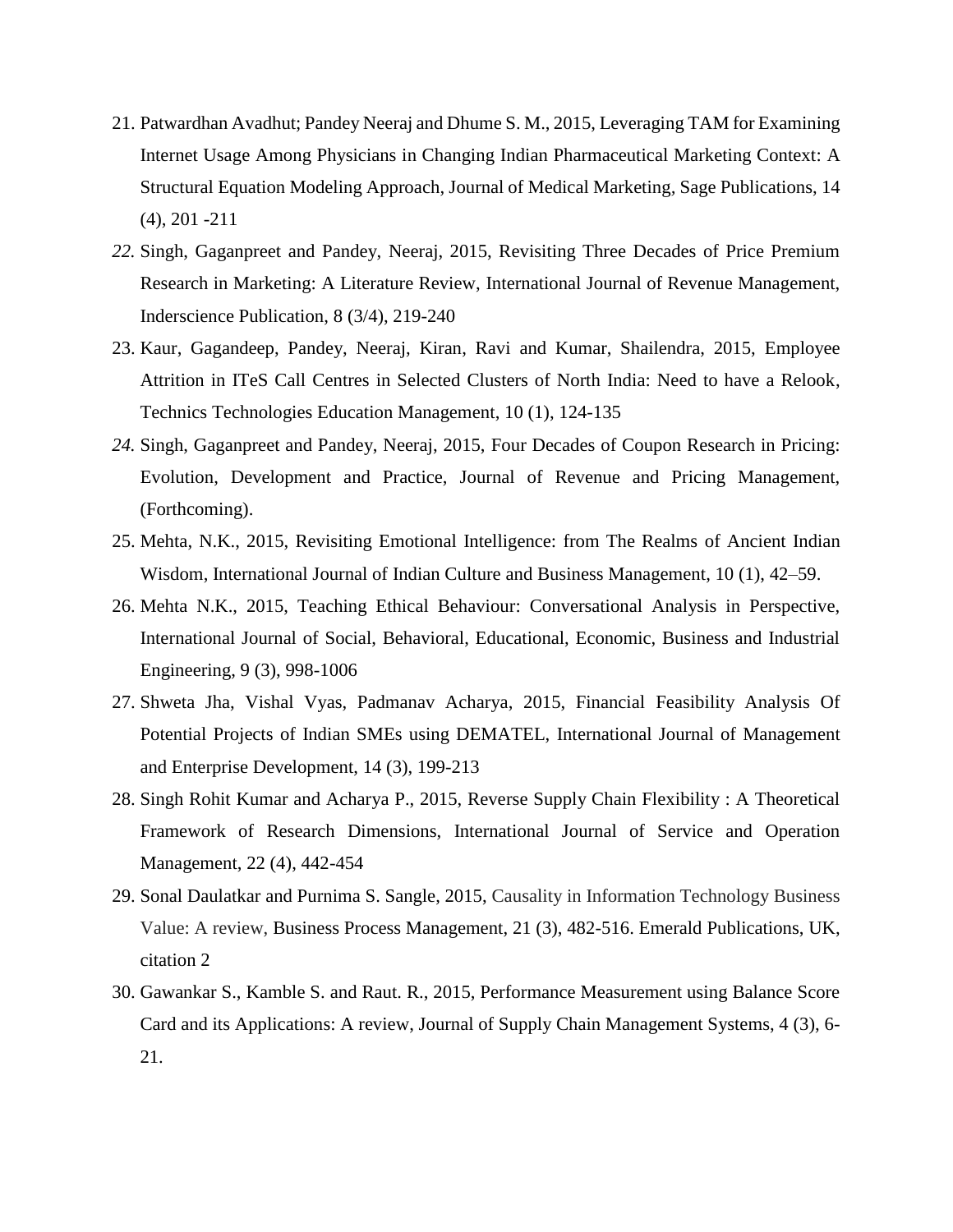21. Patwardhan Avadhut; Pandey Neeraj and Dhume S. M., 2015, Leveraging TAM for Examining Internet Usage Among Physicians in Changing Indian Pharmaceutical Marketing Context: A Structural Equation Modeling Approach, Journal of Medical Marketing, Sage Publications, 14 (4), 201 -211
22. Singh, Gaganpreet and Pandey, Neeraj, 2015, Revisiting Three Decades of Price Premium Research in Marketing: A Literature Review, International Journal of Revenue Management, Inderscience Publication, 8 (3/4), 219-240
23. Kaur, Gagandeep, Pandey, Neeraj, Kiran, Ravi and Kumar, Shailendra, 2015, Employee Attrition in ITeS Call Centres in Selected Clusters of North India: Need to have a Relook, Technics Technologies Education Management, 10 (1), 124-135
24. Singh, Gaganpreet and Pandey, Neeraj, 2015, Four Decades of Coupon Research in Pricing: Evolution, Development and Practice, Journal of Revenue and Pricing Management, (Forthcoming).
25. Mehta, N.K., 2015, Revisiting Emotional Intelligence: from The Realms of Ancient Indian Wisdom, International Journal of Indian Culture and Business Management, 10 (1), 42–59.
26. Mehta N.K., 2015, Teaching Ethical Behaviour: Conversational Analysis in Perspective, International Journal of Social, Behavioral, Educational, Economic, Business and Industrial Engineering, 9 (3), 998-1006
27. Shweta Jha, Vishal Vyas, Padmanav Acharya, 2015, Financial Feasibility Analysis Of Potential Projects of Indian SMEs using DEMATEL, International Journal of Management and Enterprise Development, 14 (3), 199-213
28. Singh Rohit Kumar and Acharya P., 2015, Reverse Supply Chain Flexibility : A Theoretical Framework of Research Dimensions, International Journal of Service and Operation Management, 22 (4), 442-454
29. Sonal Daulatkar and Purnima S. Sangle, 2015, Causality in Information Technology Business Value: A review, Business Process Management, 21 (3), 482-516. Emerald Publications, UK, citation 2
30. Gawankar S., Kamble S. and Raut. R., 2015, Performance Measurement using Balance Score Card and its Applications: A review, Journal of Supply Chain Management Systems, 4 (3), 6-21.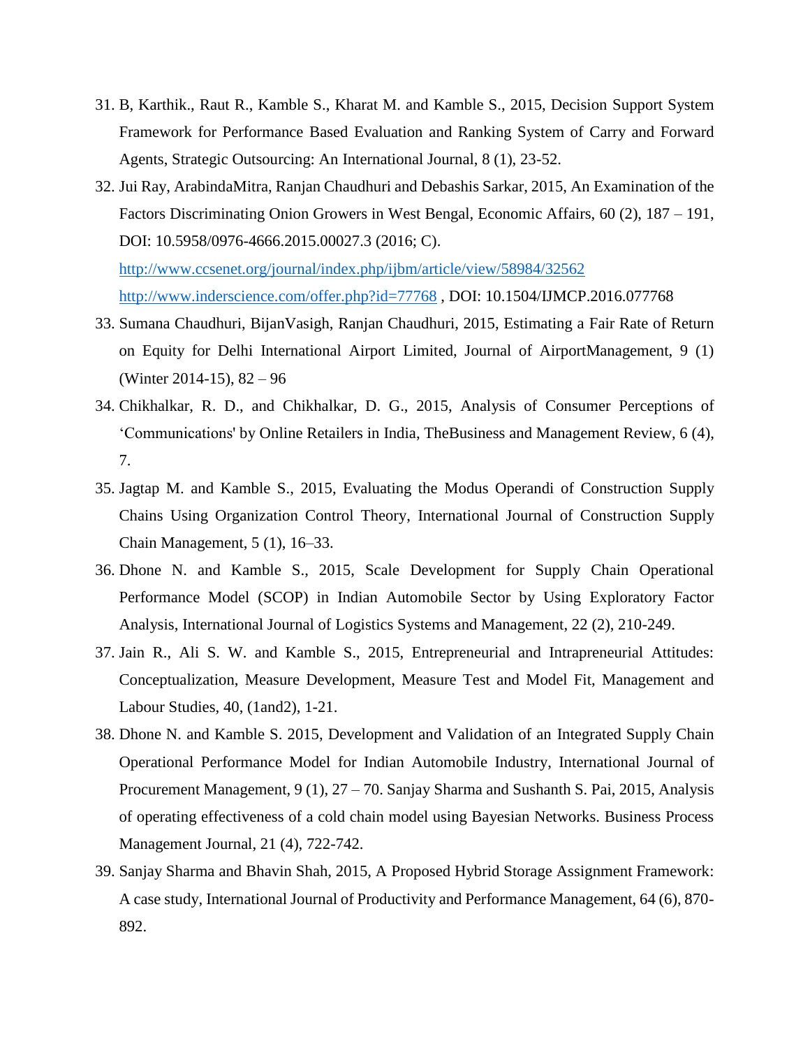31. B, Karthik., Raut R., Kamble S., Kharat M. and Kamble S., 2015, Decision Support System Framework for Performance Based Evaluation and Ranking System of Carry and Forward Agents, Strategic Outsourcing: An International Journal, 8 (1), 23-52.
32. Jui Ray, ArabindaMitra, Ranjan Chaudhuri and Debashis Sarkar, 2015, An Examination of the Factors Discriminating Onion Growers in West Bengal, Economic Affairs, 60 (2), 187 – 191, DOI: 10.5958/0976-4666.2015.00027.3 (2016; C).
    http://www.ccsenet.org/journal/index.php/ijbm/article/view/58984/32562
    http://www.inderscience.com/offer.php?id=77768 , DOI: 10.1504/IJMCP.2016.077768
33. Sumana Chaudhuri, BijanVasigh, Ranjan Chaudhuri, 2015, Estimating a Fair Rate of Return on Equity for Delhi International Airport Limited, Journal of AirportManagement, 9 (1) (Winter 2014-15), 82 – 96
34. Chikhalkar, R. D., and Chikhalkar, D. G., 2015, Analysis of Consumer Perceptions of 'Communications' by Online Retailers in India, TheBusiness and Management Review, 6 (4), 7.
35. Jagtap M. and Kamble S., 2015, Evaluating the Modus Operandi of Construction Supply Chains Using Organization Control Theory, International Journal of Construction Supply Chain Management, 5 (1), 16–33.
36. Dhone N. and Kamble S., 2015, Scale Development for Supply Chain Operational Performance Model (SCOP) in Indian Automobile Sector by Using Exploratory Factor Analysis, International Journal of Logistics Systems and Management, 22 (2), 210-249.
37. Jain R., Ali S. W. and Kamble S., 2015, Entrepreneurial and Intrapreneurial Attitudes: Conceptualization, Measure Development, Measure Test and Model Fit, Management and Labour Studies, 40, (1and2), 1-21.
38. Dhone N. and Kamble S. 2015, Development and Validation of an Integrated Supply Chain Operational Performance Model for Indian Automobile Industry, International Journal of Procurement Management, 9 (1), 27 – 70. Sanjay Sharma and Sushanth S. Pai, 2015, Analysis of operating effectiveness of a cold chain model using Bayesian Networks. Business Process Management Journal, 21 (4), 722-742.
39. Sanjay Sharma and Bhavin Shah, 2015, A Proposed Hybrid Storage Assignment Framework: A case study, International Journal of Productivity and Performance Management, 64 (6), 870-892.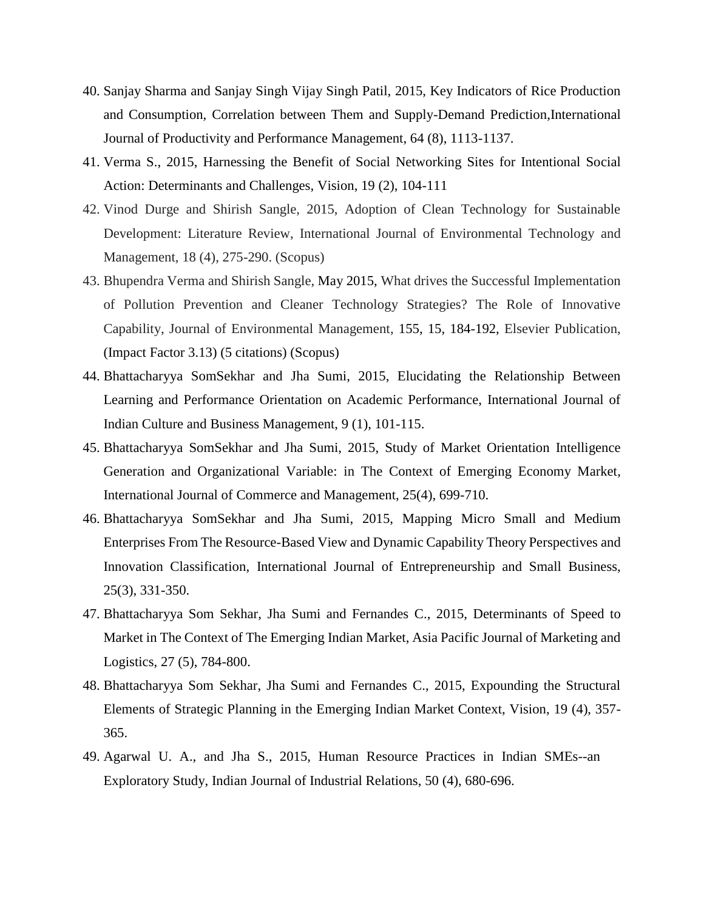40. Sanjay Sharma and Sanjay Singh Vijay Singh Patil, 2015, Key Indicators of Rice Production and Consumption, Correlation between Them and Supply-Demand Prediction,International Journal of Productivity and Performance Management, 64 (8), 1113-1137.
41. Verma S., 2015, Harnessing the Benefit of Social Networking Sites for Intentional Social Action: Determinants and Challenges, Vision, 19 (2), 104-111
42. Vinod Durge and Shirish Sangle, 2015, Adoption of Clean Technology for Sustainable Development: Literature Review, International Journal of Environmental Technology and Management, 18 (4), 275-290. (Scopus)
43. Bhupendra Verma and Shirish Sangle, May 2015, What drives the Successful Implementation of Pollution Prevention and Cleaner Technology Strategies? The Role of Innovative Capability, Journal of Environmental Management, 155, 15, 184-192, Elsevier Publication, (Impact Factor 3.13) (5 citations) (Scopus)
44. Bhattacharyya SomSekhar and Jha Sumi, 2015, Elucidating the Relationship Between Learning and Performance Orientation on Academic Performance, International Journal of Indian Culture and Business Management, 9 (1), 101-115.
45. Bhattacharyya SomSekhar and Jha Sumi, 2015, Study of Market Orientation Intelligence Generation and Organizational Variable: in The Context of Emerging Economy Market, International Journal of Commerce and Management, 25(4), 699-710.
46. Bhattacharyya SomSekhar and Jha Sumi, 2015, Mapping Micro Small and Medium Enterprises From The Resource-Based View and Dynamic Capability Theory Perspectives and Innovation Classification, International Journal of Entrepreneurship and Small Business, 25(3), 331-350.
47. Bhattacharyya Som Sekhar, Jha Sumi and Fernandes C., 2015, Determinants of Speed to Market in The Context of The Emerging Indian Market, Asia Pacific Journal of Marketing and Logistics, 27 (5), 784-800.
48. Bhattacharyya Som Sekhar, Jha Sumi and Fernandes C., 2015, Expounding the Structural Elements of Strategic Planning in the Emerging Indian Market Context, Vision, 19 (4), 357-365.
49. Agarwal U. A., and Jha S., 2015, Human Resource Practices in Indian SMEs--an Exploratory Study, Indian Journal of Industrial Relations, 50 (4), 680-696.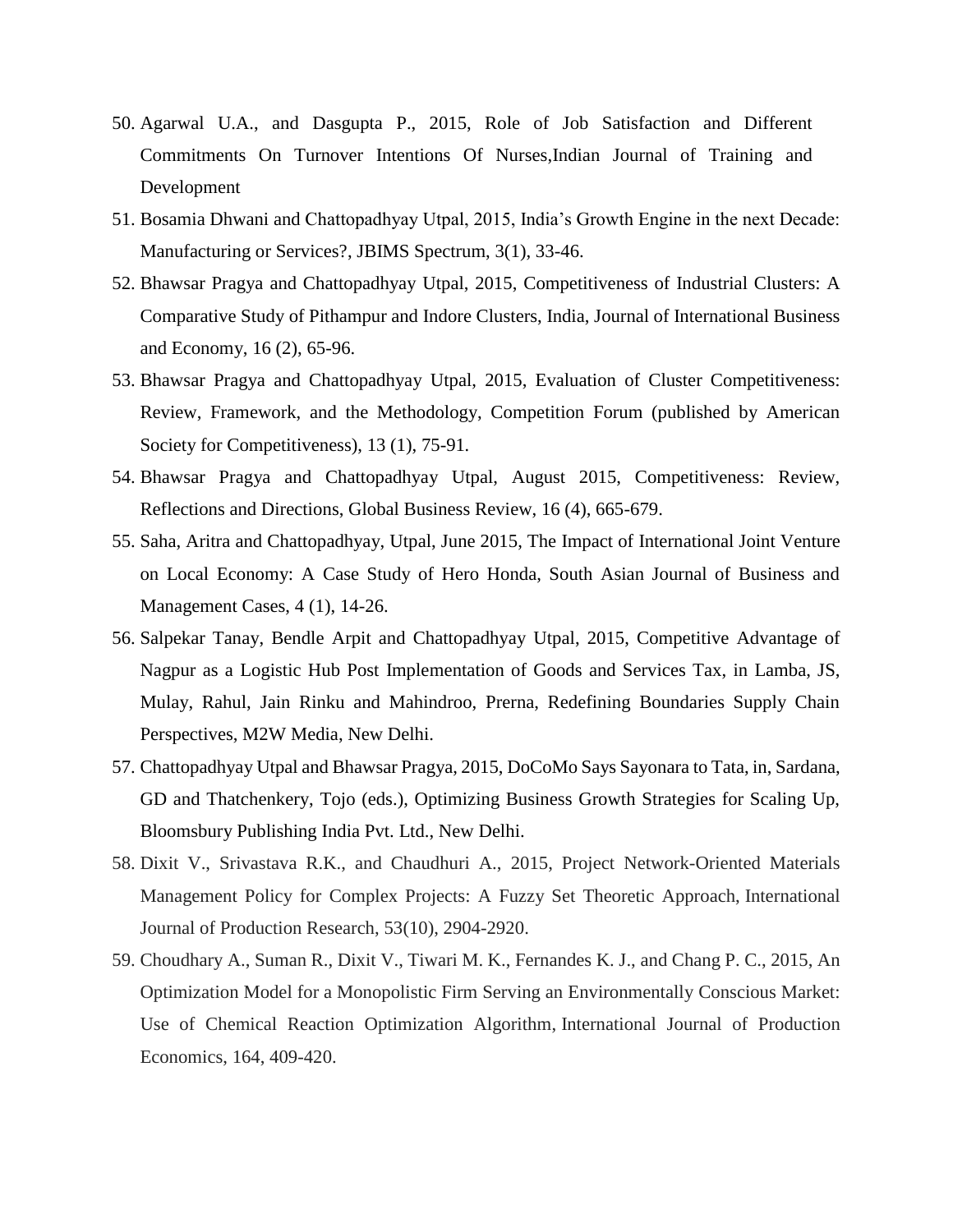50. Agarwal U.A., and Dasgupta P., 2015, Role of Job Satisfaction and Different Commitments On Turnover Intentions Of Nurses,Indian Journal of Training and Development
51. Bosamia Dhwani and Chattopadhyay Utpal, 2015, India's Growth Engine in the next Decade: Manufacturing or Services?, JBIMS Spectrum, 3(1), 33-46.
52. Bhawsar Pragya and Chattopadhyay Utpal, 2015, Competitiveness of Industrial Clusters: A Comparative Study of Pithampur and Indore Clusters, India, Journal of International Business and Economy, 16 (2), 65-96.
53. Bhawsar Pragya and Chattopadhyay Utpal, 2015, Evaluation of Cluster Competitiveness: Review, Framework, and the Methodology, Competition Forum (published by American Society for Competitiveness), 13 (1), 75-91.
54. Bhawsar Pragya and Chattopadhyay Utpal, August 2015, Competitiveness: Review, Reflections and Directions, Global Business Review, 16 (4), 665-679.
55. Saha, Aritra and Chattopadhyay, Utpal, June 2015, The Impact of International Joint Venture on Local Economy: A Case Study of Hero Honda, South Asian Journal of Business and Management Cases, 4 (1), 14-26.
56. Salpekar Tanay, Bendle Arpit and Chattopadhyay Utpal, 2015, Competitive Advantage of Nagpur as a Logistic Hub Post Implementation of Goods and Services Tax, in Lamba, JS, Mulay, Rahul, Jain Rinku and Mahindroo, Prerna, Redefining Boundaries Supply Chain Perspectives, M2W Media, New Delhi.
57. Chattopadhyay Utpal and Bhawsar Pragya, 2015, DoCoMo Says Sayonara to Tata, in, Sardana, GD and Thatchenkery, Tojo (eds.), Optimizing Business Growth Strategies for Scaling Up, Bloomsbury Publishing India Pvt. Ltd., New Delhi.
58. Dixit V., Srivastava R.K., and Chaudhuri A., 2015, Project Network-Oriented Materials Management Policy for Complex Projects: A Fuzzy Set Theoretic Approach, International Journal of Production Research, 53(10), 2904-2920.
59. Choudhary A., Suman R., Dixit V., Tiwari M. K., Fernandes K. J., and Chang P. C., 2015, An Optimization Model for a Monopolistic Firm Serving an Environmentally Conscious Market: Use of Chemical Reaction Optimization Algorithm, International Journal of Production Economics, 164, 409-420.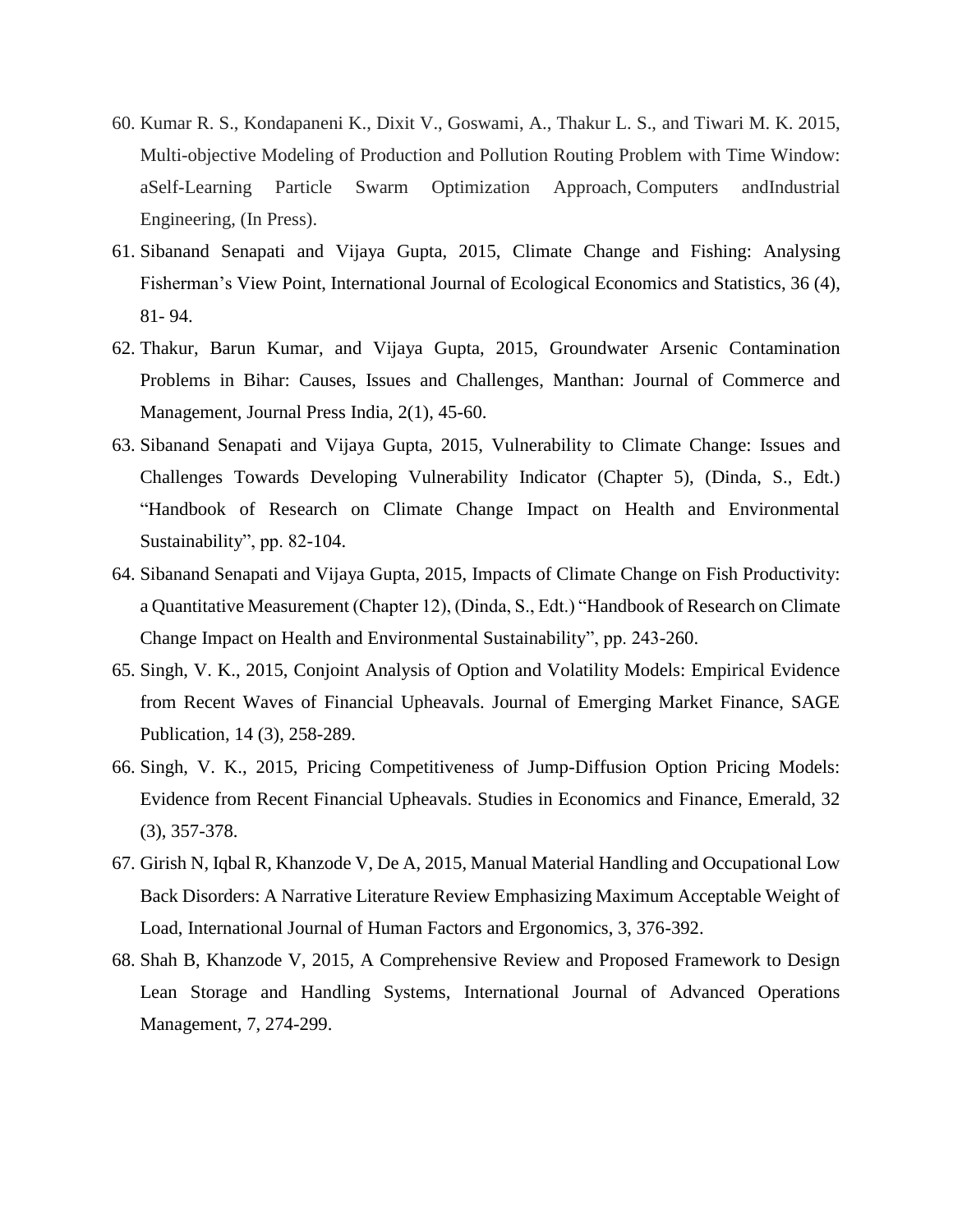60. Kumar R. S., Kondapaneni K., Dixit V., Goswami, A., Thakur L. S., and Tiwari M. K. 2015, Multi-objective Modeling of Production and Pollution Routing Problem with Time Window: aSelf-Learning Particle Swarm Optimization Approach, Computers andIndustrial Engineering, (In Press).
61. Sibanand Senapati and Vijaya Gupta, 2015, Climate Change and Fishing: Analysing Fisherman's View Point, International Journal of Ecological Economics and Statistics, 36 (4), 81- 94.
62. Thakur, Barun Kumar, and Vijaya Gupta, 2015, Groundwater Arsenic Contamination Problems in Bihar: Causes, Issues and Challenges, Manthan: Journal of Commerce and Management, Journal Press India, 2(1), 45-60.
63. Sibanand Senapati and Vijaya Gupta, 2015, Vulnerability to Climate Change: Issues and Challenges Towards Developing Vulnerability Indicator (Chapter 5), (Dinda, S., Edt.) "Handbook of Research on Climate Change Impact on Health and Environmental Sustainability", pp. 82-104.
64. Sibanand Senapati and Vijaya Gupta, 2015, Impacts of Climate Change on Fish Productivity: a Quantitative Measurement (Chapter 12), (Dinda, S., Edt.) "Handbook of Research on Climate Change Impact on Health and Environmental Sustainability", pp. 243-260.
65. Singh, V. K., 2015, Conjoint Analysis of Option and Volatility Models: Empirical Evidence from Recent Waves of Financial Upheavals. Journal of Emerging Market Finance, SAGE Publication, 14 (3), 258-289.
66. Singh, V. K., 2015, Pricing Competitiveness of Jump-Diffusion Option Pricing Models: Evidence from Recent Financial Upheavals. Studies in Economics and Finance, Emerald, 32 (3), 357-378.
67. Girish N, Iqbal R, Khanzode V, De A, 2015, Manual Material Handling and Occupational Low Back Disorders: A Narrative Literature Review Emphasizing Maximum Acceptable Weight of Load, International Journal of Human Factors and Ergonomics, 3, 376-392.
68. Shah B, Khanzode V, 2015, A Comprehensive Review and Proposed Framework to Design Lean Storage and Handling Systems, International Journal of Advanced Operations Management, 7, 274-299.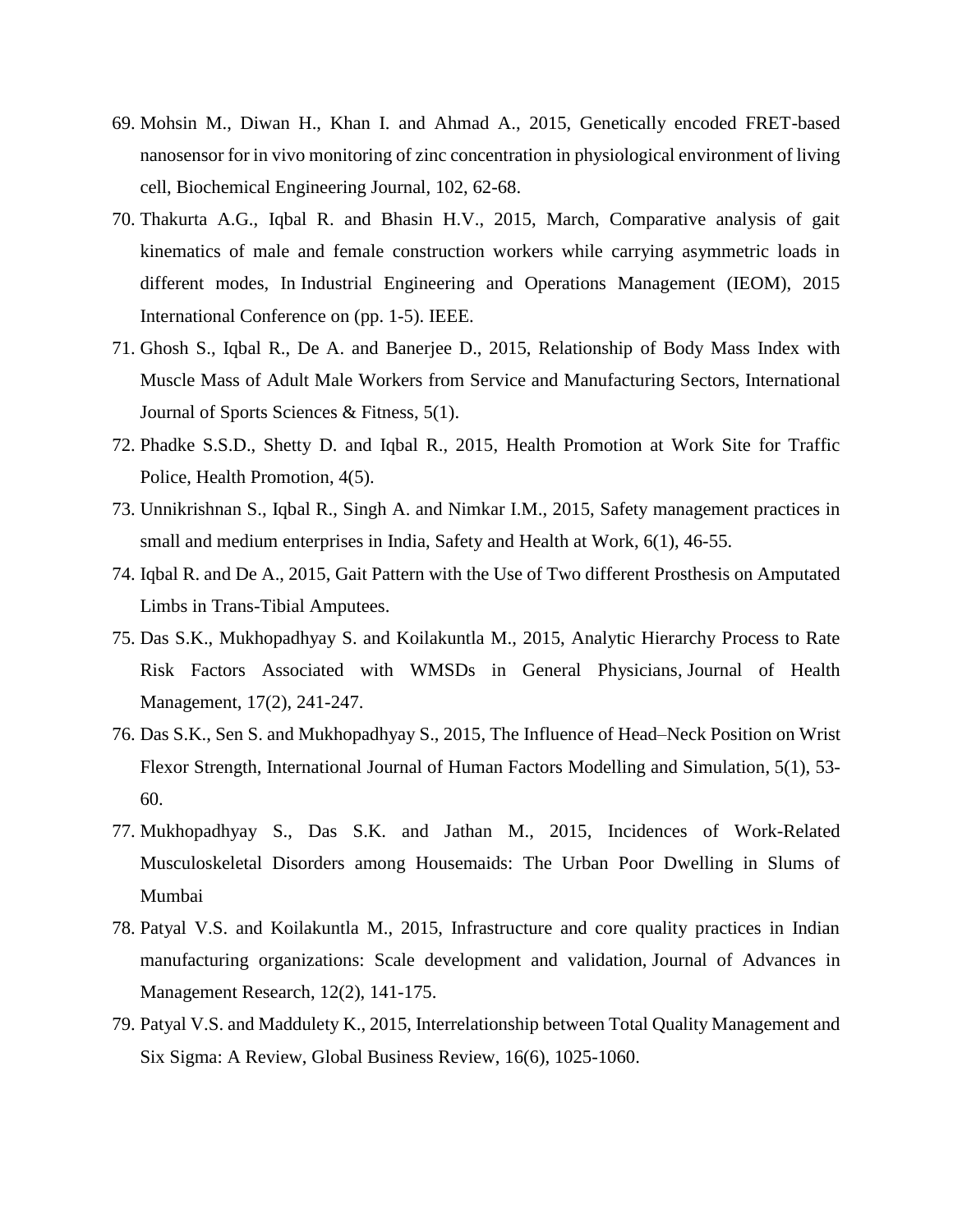69. Mohsin M., Diwan H., Khan I. and Ahmad A., 2015, Genetically encoded FRET-based nanosensor for in vivo monitoring of zinc concentration in physiological environment of living cell, Biochemical Engineering Journal, 102, 62-68.
70. Thakurta A.G., Iqbal R. and Bhasin H.V., 2015, March, Comparative analysis of gait kinematics of male and female construction workers while carrying asymmetric loads in different modes, In Industrial Engineering and Operations Management (IEOM), 2015 International Conference on (pp. 1-5). IEEE.
71. Ghosh S., Iqbal R., De A. and Banerjee D., 2015, Relationship of Body Mass Index with Muscle Mass of Adult Male Workers from Service and Manufacturing Sectors, International Journal of Sports Sciences & Fitness, 5(1).
72. Phadke S.S.D., Shetty D. and Iqbal R., 2015, Health Promotion at Work Site for Traffic Police, Health Promotion, 4(5).
73. Unnikrishnan S., Iqbal R., Singh A. and Nimkar I.M., 2015, Safety management practices in small and medium enterprises in India, Safety and Health at Work, 6(1), 46-55.
74. Iqbal R. and De A., 2015, Gait Pattern with the Use of Two different Prosthesis on Amputated Limbs in Trans-Tibial Amputees.
75. Das S.K., Mukhopadhyay S. and Koilakuntla M., 2015, Analytic Hierarchy Process to Rate Risk Factors Associated with WMSDs in General Physicians, Journal of Health Management, 17(2), 241-247.
76. Das S.K., Sen S. and Mukhopadhyay S., 2015, The Influence of Head–Neck Position on Wrist Flexor Strength, International Journal of Human Factors Modelling and Simulation, 5(1), 53-60.
77. Mukhopadhyay S., Das S.K. and Jathan M., 2015, Incidences of Work-Related Musculoskeletal Disorders among Housemaids: The Urban Poor Dwelling in Slums of Mumbai
78. Patyal V.S. and Koilakuntla M., 2015, Infrastructure and core quality practices in Indian manufacturing organizations: Scale development and validation, Journal of Advances in Management Research, 12(2), 141-175.
79. Patyal V.S. and Maddulety K., 2015, Interrelationship between Total Quality Management and Six Sigma: A Review, Global Business Review, 16(6), 1025-1060.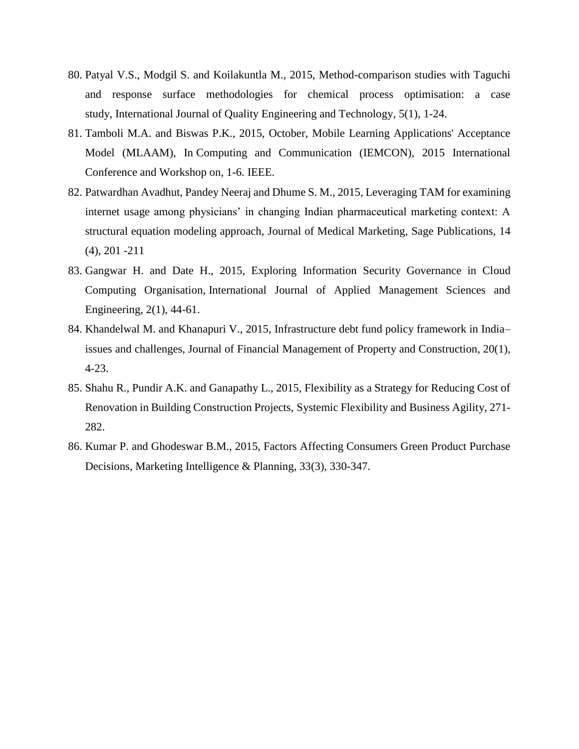80. Patyal V.S., Modgil S. and Koilakuntla M., 2015, Method-comparison studies with Taguchi and response surface methodologies for chemical process optimisation: a case study, International Journal of Quality Engineering and Technology, 5(1), 1-24.
81. Tamboli M.A. and Biswas P.K., 2015, October, Mobile Learning Applications' Acceptance Model (MLAAM), In Computing and Communication (IEMCON), 2015 International Conference and Workshop on, 1-6. IEEE.
82. Patwardhan Avadhut, Pandey Neeraj and Dhume S. M., 2015, Leveraging TAM for examining internet usage among physicians' in changing Indian pharmaceutical marketing context: A structural equation modeling approach, Journal of Medical Marketing, Sage Publications, 14 (4), 201 -211
83. Gangwar H. and Date H., 2015, Exploring Information Security Governance in Cloud Computing Organisation, International Journal of Applied Management Sciences and Engineering, 2(1), 44-61.
84. Khandelwal M. and Khanapuri V., 2015, Infrastructure debt fund policy framework in India–issues and challenges, Journal of Financial Management of Property and Construction, 20(1), 4-23.
85. Shahu R., Pundir A.K. and Ganapathy L., 2015, Flexibility as a Strategy for Reducing Cost of Renovation in Building Construction Projects, Systemic Flexibility and Business Agility, 271-282.
86. Kumar P. and Ghodeswar B.M., 2015, Factors Affecting Consumers Green Product Purchase Decisions, Marketing Intelligence & Planning, 33(3), 330-347.